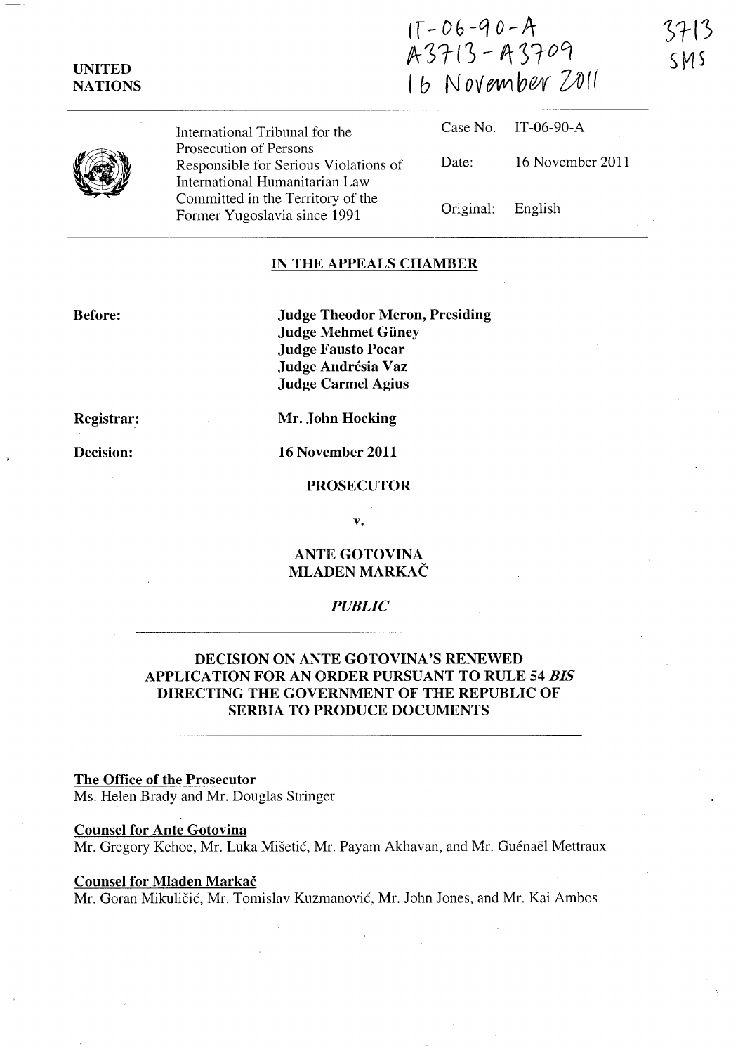IT-06-90-A
A3713 - A3709
16 November 2011

3713
SMS

UNITED NATIONS

International Tribunal for the Prosecution of Persons Responsible for Serious Violations of International Humanitarian Law Committed in the Territory of the Former Yugoslavia since 1991

Case No. IT-06-90-A

Date: 16 November 2011

Original: English

## IN THE APPEALS CHAMBER

**Before:**

**Judge Theodor Meron, Presiding**
**Judge Mehmet Güney**
**Judge Fausto Pocar**
**Judge Andrésia Vaz**
**Judge Carmel Agius**

**Registrar:** **Mr. John Hocking**

**Decision:** **16 November 2011**

**PROSECUTOR**

**v.**

**ANTE GOTOVINA**
**MLADEN MARKAČ**

***PUBLIC***

## DECISION ON ANTE GOTOVINA'S RENEWED APPLICATION FOR AN ORDER PURSUANT TO RULE 54 *BIS* DIRECTING THE GOVERNMENT OF THE REPUBLIC OF SERBIA TO PRODUCE DOCUMENTS

**The Office of the Prosecutor**
Ms. Helen Brady and Mr. Douglas Stringer

**Counsel for Ante Gotovina**
Mr. Gregory Kehoe, Mr. Luka Mišetić, Mr. Payam Akhavan, and Mr. Guénaël Mettraux

**Counsel for Mladen Markač**
Mr. Goran Mikuličić, Mr. Tomislav Kuzmanović, Mr. John Jones, and Mr. Kai Ambos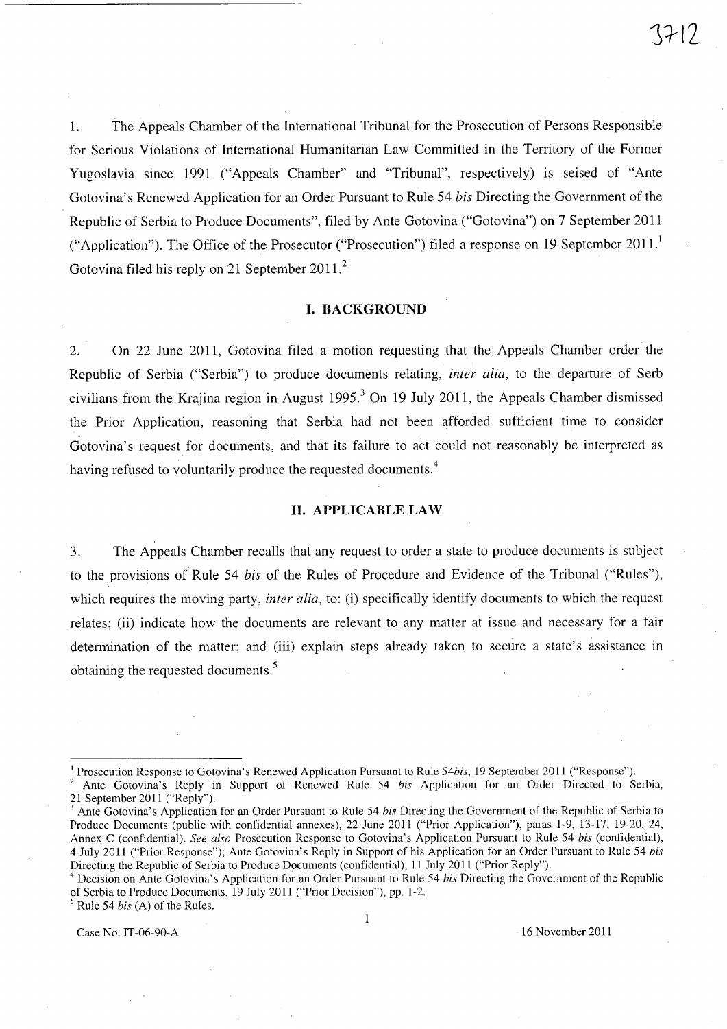1. The Appeals Chamber of the International Tribunal for the Prosecution of Persons Responsible for Serious Violations of International Humanitarian Law Committed in the Territory of the Former Yugoslavia since 1991 ("Appeals Chamber" and "Tribunal", respectively) is seised of "Ante Gotovina's Renewed Application for an Order Pursuant to Rule 54 *bis* Directing the Government of the Republic of Serbia to Produce Documents", filed by Ante Gotovina ("Gotovina") on 7 September 2011 ("Application"). The Office of the Prosecutor ("Prosecution") filed a response on 19 September 2011.[1] Gotovina filed his reply on 21 September 2011.[2]

## I. BACKGROUND

2. On 22 June 2011, Gotovina filed a motion requesting that the Appeals Chamber order the Republic of Serbia ("Serbia") to produce documents relating, *inter alia*, to the departure of Serb civilians from the Krajina region in August 1995.[3] On 19 July 2011, the Appeals Chamber dismissed the Prior Application, reasoning that Serbia had not been afforded sufficient time to consider Gotovina's request for documents, and that its failure to act could not reasonably be interpreted as having refused to voluntarily produce the requested documents.[4]

## II. APPLICABLE LAW

3. The Appeals Chamber recalls that any request to order a state to produce documents is subject to the provisions of Rule 54 *bis* of the Rules of Procedure and Evidence of the Tribunal ("Rules"), which requires the moving party, *inter alia*, to: (i) specifically identify documents to which the request relates; (ii) indicate how the documents are relevant to any matter at issue and necessary for a fair determination of the matter; and (iii) explain steps already taken to secure a state's assistance in obtaining the requested documents.[5]

---

[1] Prosecution Response to Gotovina's Renewed Application Pursuant to Rule 54*bis*, 19 September 2011 ("Response").

[2] Ante Gotovina's Reply in Support of Renewed Rule 54 *bis* Application for an Order Directed to Serbia, 21 September 2011 ("Reply").

[3] Ante Gotovina's Application for an Order Pursuant to Rule 54 *bis* Directing the Government of the Republic of Serbia to Produce Documents (public with confidential annexes), 22 June 2011 ("Prior Application"), paras 1-9, 13-17, 19-20, 24, Annex C (confidential). *See also* Prosecution Response to Gotovina's Application Pursuant to Rule 54 *bis* (confidential), 4 July 2011 ("Prior Response"); Ante Gotovina's Reply in Support of his Application for an Order Pursuant to Rule 54 *bis* Directing the Republic of Serbia to Produce Documents (confidential), 11 July 2011 ("Prior Reply").

[4] Decision on Ante Gotovina's Application for an Order Pursuant to Rule 54 *bis* Directing the Government of the Republic of Serbia to Produce Documents, 19 July 2011 ("Prior Decision"), pp. 1-2.

[5] Rule 54 *bis* (A) of the Rules.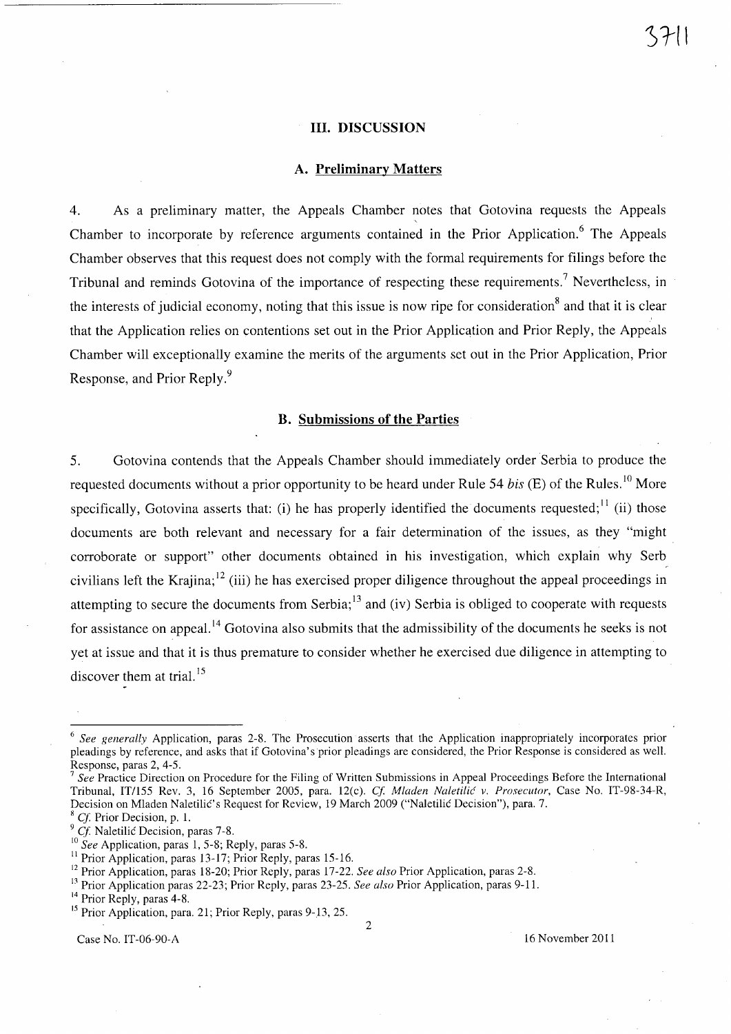## III. DISCUSSION

### A. Preliminary Matters

4. As a preliminary matter, the Appeals Chamber notes that Gotovina requests the Appeals Chamber to incorporate by reference arguments contained in the Prior Application.[6] The Appeals Chamber observes that this request does not comply with the formal requirements for filings before the Tribunal and reminds Gotovina of the importance of respecting these requirements.[7] Nevertheless, in the interests of judicial economy, noting that this issue is now ripe for consideration[8] and that it is clear that the Application relies on contentions set out in the Prior Application and Prior Reply, the Appeals Chamber will exceptionally examine the merits of the arguments set out in the Prior Application, Prior Response, and Prior Reply.[9]

### B. Submissions of the Parties

5. Gotovina contends that the Appeals Chamber should immediately order Serbia to produce the requested documents without a prior opportunity to be heard under Rule 54 *bis* (E) of the Rules.[10] More specifically, Gotovina asserts that: (i) he has properly identified the documents requested;[11] (ii) those documents are both relevant and necessary for a fair determination of the issues, as they "might corroborate or support" other documents obtained in his investigation, which explain why Serb civilians left the Krajina;[12] (iii) he has exercised proper diligence throughout the appeal proceedings in attempting to secure the documents from Serbia;[13] and (iv) Serbia is obliged to cooperate with requests for assistance on appeal.[14] Gotovina also submits that the admissibility of the documents he seeks is not yet at issue and that it is thus premature to consider whether he exercised due diligence in attempting to discover them at trial.[15]

---

[6] *See generally* Application, paras 2-8. The Prosecution asserts that the Application inappropriately incorporates prior pleadings by reference, and asks that if Gotovina's prior pleadings are considered, the Prior Response is considered as well. Response, paras 2, 4-5.

[7] *See* Practice Direction on Procedure for the Filing of Written Submissions in Appeal Proceedings Before the International Tribunal, IT/155 Rev. 3, 16 September 2005, para. 12(c). *Cf. Mladen Naletilić v. Prosecutor*, Case No. IT-98-34-R, Decision on Mladen Naletilić's Request for Review, 19 March 2009 ("Naletilić Decision"), para. 7.

[8] *Cf.* Prior Decision, p. 1.

[9] *Cf.* Naletilić Decision, paras 7-8.

[10] *See* Application, paras 1, 5-8; Reply, paras 5-8.

[11] Prior Application, paras 13-17; Prior Reply, paras 15-16.

[12] Prior Application, paras 18-20; Prior Reply, paras 17-22. *See also* Prior Application, paras 2-8.

[13] Prior Application paras 22-23; Prior Reply, paras 23-25. *See also* Prior Application, paras 9-11.

[14] Prior Reply, paras 4-8.

[15] Prior Application, para. 21; Prior Reply, paras 9-13, 25.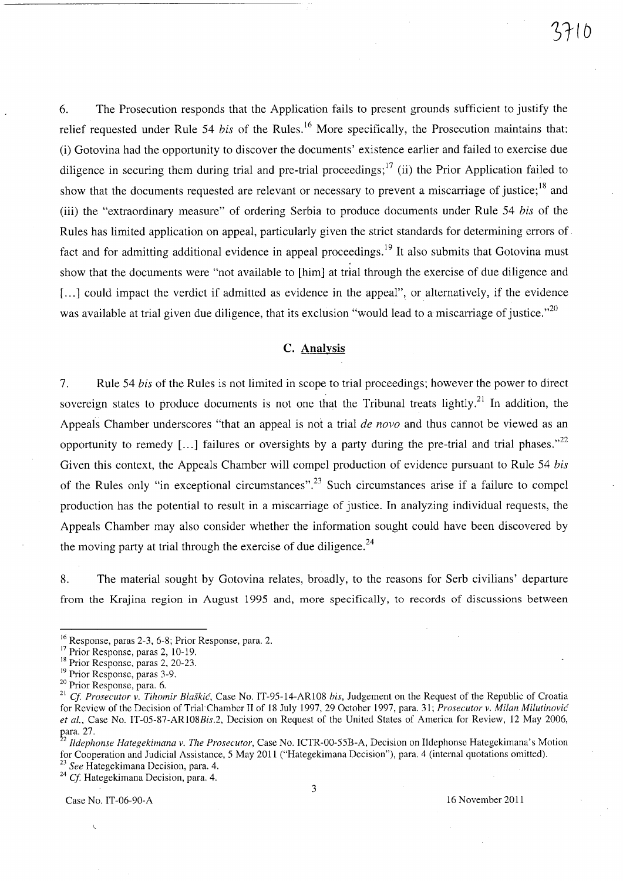6. The Prosecution responds that the Application fails to present grounds sufficient to justify the relief requested under Rule 54 *bis* of the Rules.[16] More specifically, the Prosecution maintains that: (i) Gotovina had the opportunity to discover the documents' existence earlier and failed to exercise due diligence in securing them during trial and pre-trial proceedings;[17] (ii) the Prior Application failed to show that the documents requested are relevant or necessary to prevent a miscarriage of justice;[18] and (iii) the "extraordinary measure" of ordering Serbia to produce documents under Rule 54 *bis* of the Rules has limited application on appeal, particularly given the strict standards for determining errors of fact and for admitting additional evidence in appeal proceedings.[19] It also submits that Gotovina must show that the documents were "not available to [him] at trial through the exercise of due diligence and [...] could impact the verdict if admitted as evidence in the appeal", or alternatively, if the evidence was available at trial given due diligence, that its exclusion "would lead to a miscarriage of justice."[20]

## C. Analysis

7. Rule 54 *bis* of the Rules is not limited in scope to trial proceedings; however the power to direct sovereign states to produce documents is not one that the Tribunal treats lightly.[21] In addition, the Appeals Chamber underscores "that an appeal is not a trial *de novo* and thus cannot be viewed as an opportunity to remedy [...] failures or oversights by a party during the pre-trial and trial phases."[22] Given this context, the Appeals Chamber will compel production of evidence pursuant to Rule 54 *bis* of the Rules only "in exceptional circumstances".[23] Such circumstances arise if a failure to compel production has the potential to result in a miscarriage of justice. In analyzing individual requests, the Appeals Chamber may also consider whether the information sought could have been discovered by the moving party at trial through the exercise of due diligence.[24]

8. The material sought by Gotovina relates, broadly, to the reasons for Serb civilians' departure from the Krajina region in August 1995 and, more specifically, to records of discussions between

---

[16] Response, paras 2-3, 6-8; Prior Response, para. 2.

[17] Prior Response, paras 2, 10-19.

[18] Prior Response, paras 2, 20-23.

[19] Prior Response, paras 3-9.

[20] Prior Response, para. 6.

[21] *Cf. Prosecutor v. Tihomir Blaškić*, Case No. IT-95-14-AR108 *bis*, Judgement on the Request of the Republic of Croatia for Review of the Decision of Trial Chamber II of 18 July 1997, 29 October 1997, para. 31; *Prosecutor v. Milan Milutinović et al.*, Case No. IT-05-87-AR108*Bis*.2, Decision on Request of the United States of America for Review, 12 May 2006, para. 27.

[22] *Ildephonse Hategekimana v. The Prosecutor*, Case No. ICTR-00-55B-A, Decision on Ildephonse Hategekimana's Motion for Cooperation and Judicial Assistance, 5 May 2011 ("Hategekimana Decision"), para. 4 (internal quotations omitted).

[23] *See* Hategekimana Decision, para. 4.

[24] *Cf.* Hategekimana Decision, para. 4.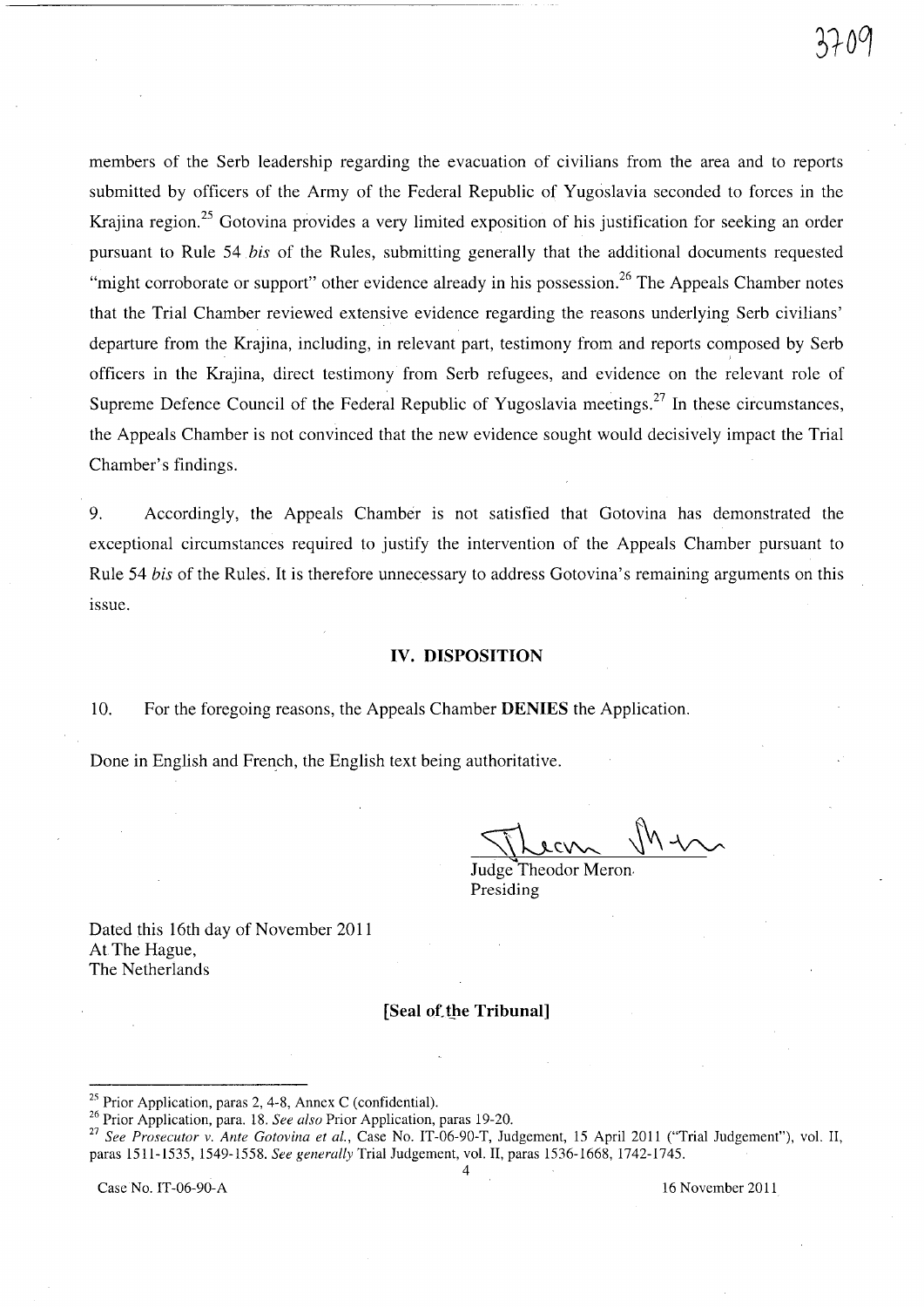members of the Serb leadership regarding the evacuation of civilians from the area and to reports submitted by officers of the Army of the Federal Republic of Yugoslavia seconded to forces in the Krajina region.[25] Gotovina provides a very limited exposition of his justification for seeking an order pursuant to Rule 54 *bis* of the Rules, submitting generally that the additional documents requested "might corroborate or support" other evidence already in his possession.[26] The Appeals Chamber notes that the Trial Chamber reviewed extensive evidence regarding the reasons underlying Serb civilians' departure from the Krajina, including, in relevant part, testimony from and reports composed by Serb officers in the Krajina, direct testimony from Serb refugees, and evidence on the relevant role of Supreme Defence Council of the Federal Republic of Yugoslavia meetings.[27] In these circumstances, the Appeals Chamber is not convinced that the new evidence sought would decisively impact the Trial Chamber's findings.

9. Accordingly, the Appeals Chamber is not satisfied that Gotovina has demonstrated the exceptional circumstances required to justify the intervention of the Appeals Chamber pursuant to Rule 54 *bis* of the Rules. It is therefore unnecessary to address Gotovina's remaining arguments on this issue.

## IV. DISPOSITION

10. For the foregoing reasons, the Appeals Chamber **DENIES** the Application.

Done in English and French, the English text being authoritative.

Judge Theodor Meron
Presiding

Dated this 16th day of November 2011
At The Hague,
The Netherlands

**[Seal of the Tribunal]**

---

[25] Prior Application, paras 2, 4-8, Annex C (confidential).

[26] Prior Application, para. 18. *See also* Prior Application, paras 19-20.

[27] *See Prosecutor v. Ante Gotovina et al.*, Case No. IT-06-90-T, Judgement, 15 April 2011 ("Trial Judgement"), vol. II, paras 1511-1535, 1549-1558. *See generally* Trial Judgement, vol. II, paras 1536-1668, 1742-1745.